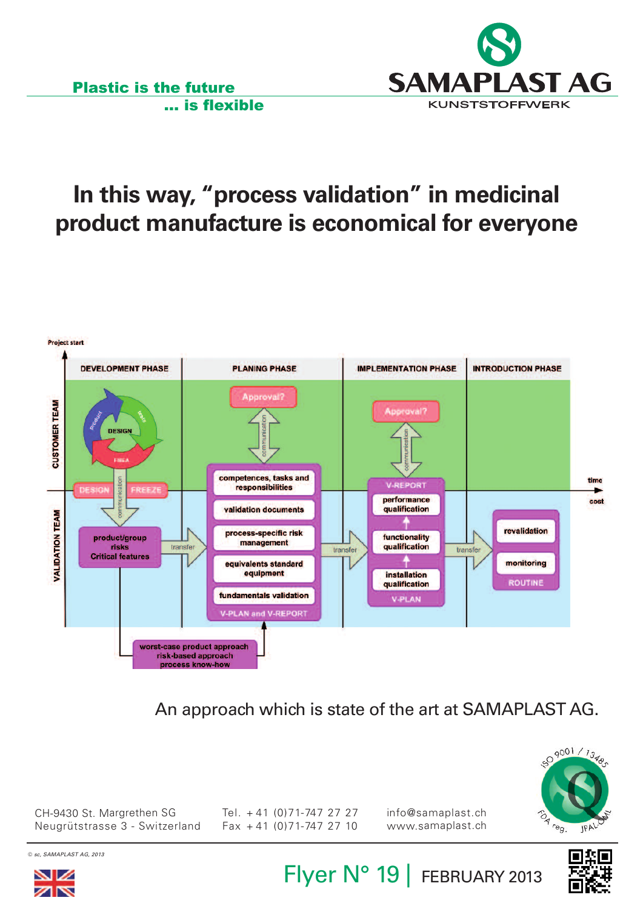**Plastic is the future**
**... is flexible**

SAMAPLAST AG
KUNSTSTOFFWERK

# In this way, "process validation" in medicinal product manufacture is economical for everyone

Project start

| DEVELOPMENT PHASE | PLANING PHASE | IMPLEMENTATION PHASE | INTRODUCTION PHASE |
|---|---|---|---|
| CUSTOMER TEAM: DESIGN (product, tests, FMEA) – DESIGN FREEZE | Approval? – communication | Approval? – communication | |
| VALIDATION TEAM: product/group risks, Critical features – transfer | competences, tasks and responsibilities; validation documents; process-specific risk management; equivalents standard equipment; fundamentals validation; V-PLAN and V-REPORT – transfer | V-REPORT; performance qualification; functionality qualification; installation qualification; V-PLAN – transfer | revalidation; monitoring; ROUTINE |

time / cost

worst-case product approach
risk-based approach
process know-how

An approach which is state of the art at SAMAPLAST AG.

CH-9430 St. Margrethen SG
Neugrütstrasse 3 - Switzerland

Tel. +41 (0)71-747 27 27
Fax +41 (0)71-747 27 10

info@samaplast.ch
www.samaplast.ch

ISO 9001 / 13485 – FDA reg. – JPAL

© sc, SAMAPLAST AG, 2013

Flyer N° 19 | FEBRUARY 2013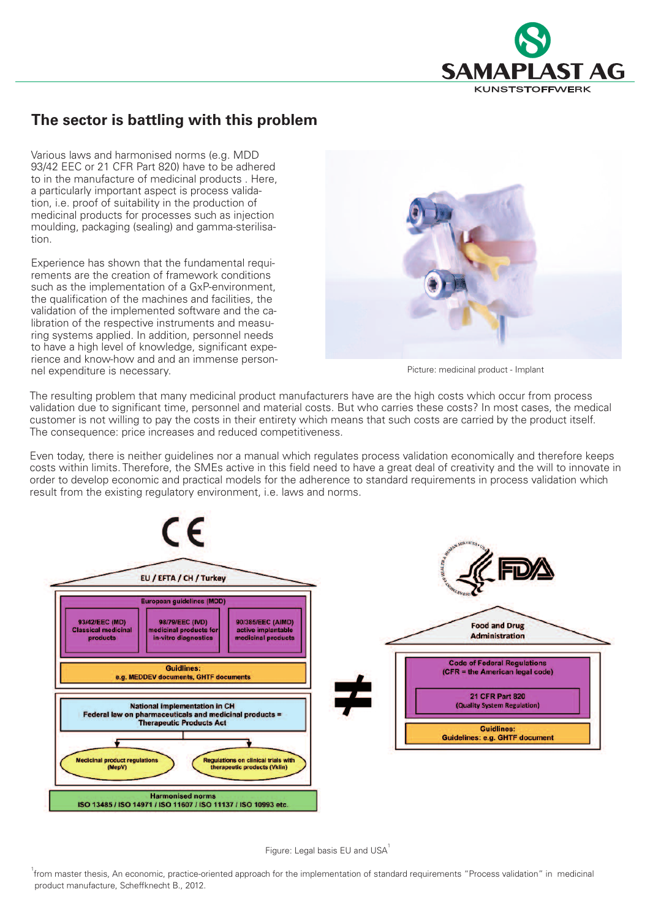## The sector is battling with this problem

Various laws and harmonised norms (e.g. MDD 93/42 EEC or 21 CFR Part 820) have to be adhered to in the manufacture of medicinal products . Here, a particularly important aspect is process validation, i.e. proof of suitability in the production of medicinal products for processes such as injection moulding, packaging (sealing) and gamma-sterilisation.

Experience has shown that the fundamental requirements are the creation of framework conditions such as the implementation of a GxP-environment, the qualification of the machines and facilities, the validation of the implemented software and the calibration of the respective instruments and measuring systems applied. In addition, personnel needs to have a high level of knowledge, significant experience and know-how and and an immense personnel expenditure is necessary.

Picture: medicinal product - Implant

The resulting problem that many medicinal product manufacturers have are the high costs which occur from process validation due to significant time, personnel and material costs. But who carries these costs? In most cases, the medical customer is not willing to pay the costs in their entirety which means that such costs are carried by the product itself. The consequence: price increases and reduced competitiveness.

Even today, there is neither guidelines nor a manual which regulates process validation economically and therefore keeps costs within limits. Therefore, the SMEs active in this field need to have a great deal of creativity and the will to innovate in order to develop economic and practical models for the adherence to standard requirements in process validation which result from the existing regulatory environment, i.e. laws and norms.

CE

EU / EFTA / CH / Turkey

European guidelines (MDD)

93/42/EEC (MD) Classical medicinal products

98/79/EEC (IVD) medicinal products for in-vitro diagnostics

90/385/EEC (AIMD) active implantable medicinal products

Guidlines: e.g. MEDDEV documents, GHTF documents

National implementation in CH
Federal law on pharmaceuticals and medicinal products = Therapeutic Products Act

Medicinal product regulations (MepV)

Regulations on clinical trials with therapeutic products (Vklin)

Harmonised norms
ISO 13485 / ISO 14971 / ISO 11607 / ISO 11137 / ISO 10993 etc.

≠

FDA

Food and Drug Administration

Code of Federal Regulations (CFR = the American legal code)

21 CFR Part 820 (Quality System Regulation)

Guidlines: Guidlines: e.g. GHTF document

Figure: Legal basis EU and USA[1]

[1] from master thesis, An economic, practice-oriented approach for the implementation of standard requirements "Process validation" in medicinal product manufacture, Scheffknecht B., 2012.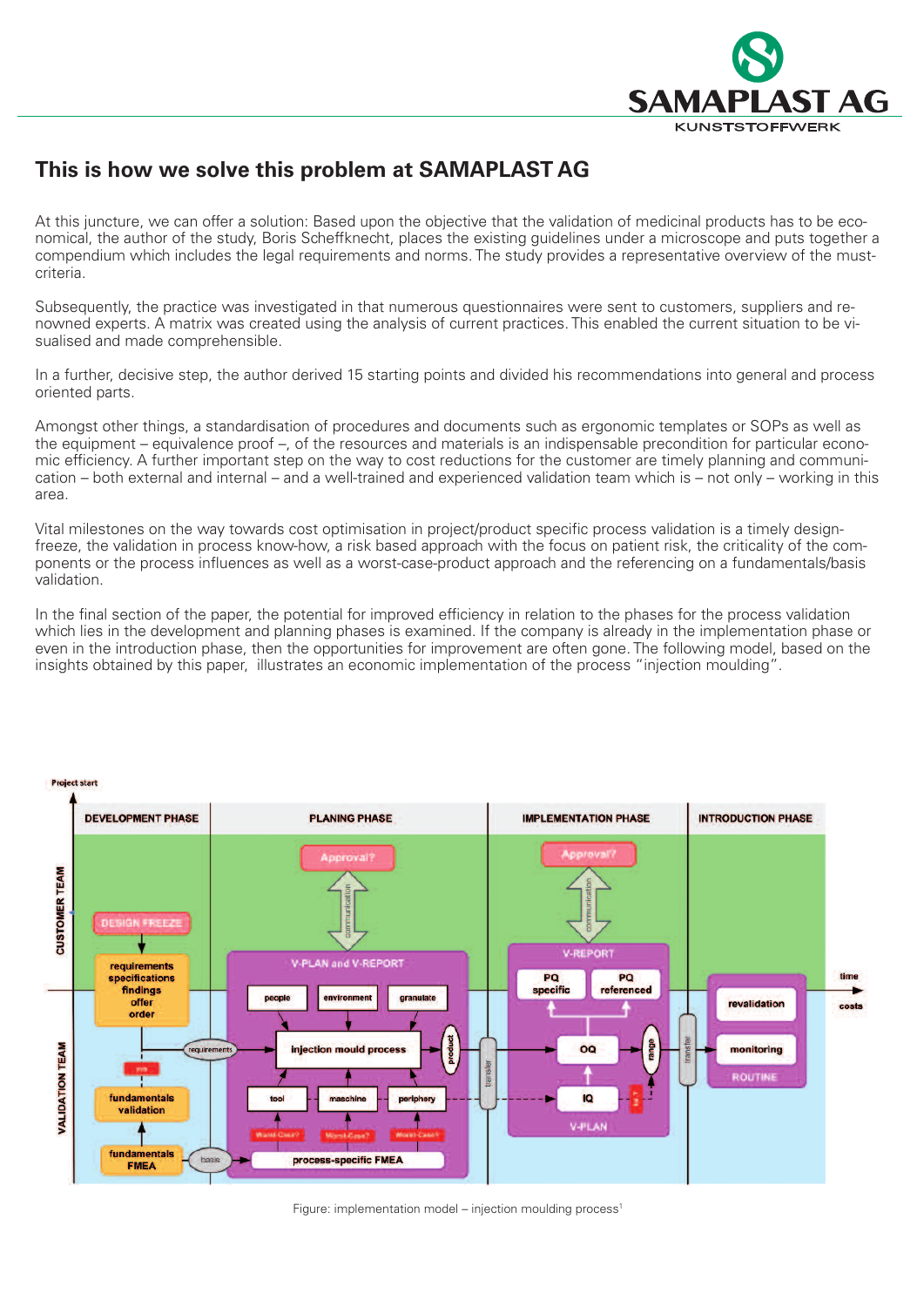# This is how we solve this problem at SAMAPLAST AG

At this juncture, we can offer a solution: Based upon the objective that the validation of medicinal products has to be economical, the author of the study, Boris Scheffknecht, places the existing guidelines under a microscope and puts together a compendium which includes the legal requirements and norms. The study provides a representative overview of the must-criteria.

Subsequently, the practice was investigated in that numerous questionnaires were sent to customers, suppliers and renowned experts. A matrix was created using the analysis of current practices. This enabled the current situation to be visualised and made comprehensible.

In a further, decisive step, the author derived 15 starting points and divided his recommendations into general and process oriented parts.

Amongst other things, a standardisation of procedures and documents such as ergonomic templates or SOPs as well as the equipment – equivalence proof –, of the resources and materials is an indispensable precondition for particular economic efficiency. A further important step on the way to cost reductions for the customer are timely planning and communication – both external and internal – and a well-trained and experienced validation team which is – not only – working in this area.

Vital milestones on the way towards cost optimisation in project/product specific process validation is a timely design-freeze, the validation in process know-how, a risk based approach with the focus on patient risk, the criticality of the components or the process influences as well as a worst-case-product approach and the referencing on a fundamentals/basis validation.

In the final section of the paper, the potential for improved efficiency in relation to the phases for the process validation which lies in the development and planning phases is examined. If the company is already in the implementation phase or even in the introduction phase, then the opportunities for improvement are often gone. The following model, based on the insights obtained by this paper, illustrates an economic implementation of the process "injection moulding".

Figure: implementation model – injection moulding process[1]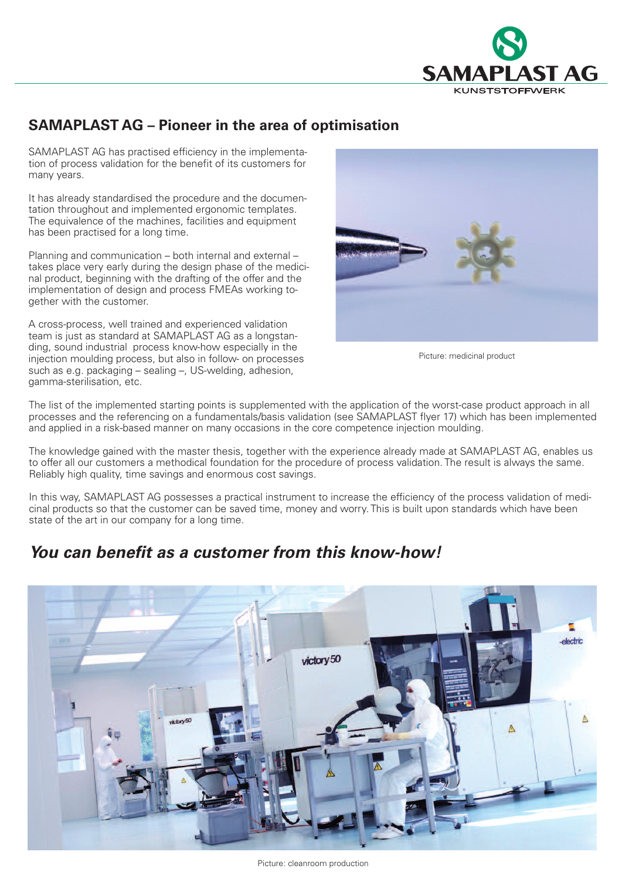## SAMAPLAST AG – Pioneer in the area of optimisation

SAMAPLAST AG has practised efficiency in the implementation of process validation for the benefit of its customers for many years.

It has already standardised the procedure and the documentation throughout and implemented ergonomic templates. The equivalence of the machines, facilities and equipment has been practised for a long time.

Planning and communication – both internal and external – takes place very early during the design phase of the medicinal product, beginning with the drafting of the offer and the implementation of design and process FMEAs working together with the customer.

A cross-process, well trained and experienced validation team is just as standard at SAMAPLAST AG as a longstanding, sound industrial process know-how especially in the injection moulding process, but also in follow- on processes such as e.g. packaging – sealing –, US-welding, adhesion, gamma-sterilisation, etc.

Picture: medicinal product

The list of the implemented starting points is supplemented with the application of the worst-case product approach in all processes and the referencing on a fundamentals/basis validation (see SAMAPLAST flyer 17) which has been implemented and applied in a risk-based manner on many occasions in the core competence injection moulding.

The knowledge gained with the master thesis, together with the experience already made at SAMAPLAST AG, enables us to offer all our customers a methodical foundation for the procedure of process validation. The result is always the same. Reliably high quality, time savings and enormous cost savings.

In this way, SAMAPLAST AG possesses a practical instrument to increase the efficiency of the process validation of medicinal products so that the customer can be saved time, money and worry. This is built upon standards which have been state of the art in our company for a long time.

## *You can benefit as a customer from this know-how!*

Picture: cleanroom production